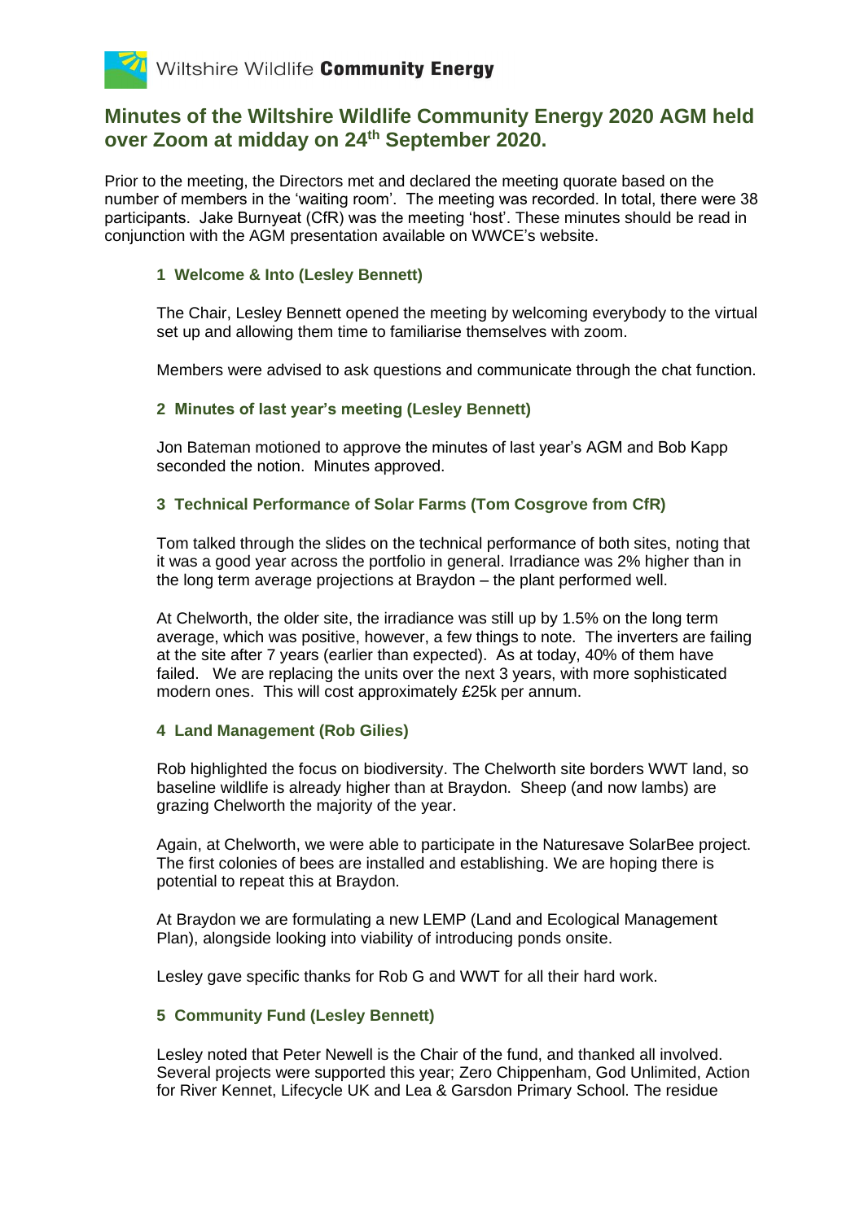Wiltshire Wildlife **Community Energy**

# Minutes of the Wiltshire Wildlife Community Energy 2020 AGM held over Zoom at midday on 24th September 2020.

Prior to the meeting, the Directors met and declared the meeting quorate based on the number of members in the 'waiting room'. The meeting was recorded. In total, there were 38 participants. Jake Burnyeat (CfR) was the meeting 'host'. These minutes should be read in conjunction with the AGM presentation available on WWCE's website.

### 1 Welcome & Into (Lesley Bennett)

The Chair, Lesley Bennett opened the meeting by welcoming everybody to the virtual set up and allowing them time to familiarise themselves with zoom.

Members were advised to ask questions and communicate through the chat function.

### 2 Minutes of last year's meeting (Lesley Bennett)

Jon Bateman motioned to approve the minutes of last year's AGM and Bob Kapp seconded the notion. Minutes approved.

### 3 Technical Performance of Solar Farms (Tom Cosgrove from CfR)

Tom talked through the slides on the technical performance of both sites, noting that it was a good year across the portfolio in general. Irradiance was 2% higher than in the long term average projections at Braydon – the plant performed well.

At Chelworth, the older site, the irradiance was still up by 1.5% on the long term average, which was positive, however, a few things to note. The inverters are failing at the site after 7 years (earlier than expected). As at today, 40% of them have failed. We are replacing the units over the next 3 years, with more sophisticated modern ones. This will cost approximately £25k per annum.

### 4 Land Management (Rob Gilies)

Rob highlighted the focus on biodiversity. The Chelworth site borders WWT land, so baseline wildlife is already higher than at Braydon. Sheep (and now lambs) are grazing Chelworth the majority of the year.

Again, at Chelworth, we were able to participate in the Naturesave SolarBee project. The first colonies of bees are installed and establishing. We are hoping there is potential to repeat this at Braydon.

At Braydon we are formulating a new LEMP (Land and Ecological Management Plan), alongside looking into viability of introducing ponds onsite.

Lesley gave specific thanks for Rob G and WWT for all their hard work.

### 5 Community Fund (Lesley Bennett)

Lesley noted that Peter Newell is the Chair of the fund, and thanked all involved. Several projects were supported this year; Zero Chippenham, God Unlimited, Action for River Kennet, Lifecycle UK and Lea & Garsdon Primary School. The residue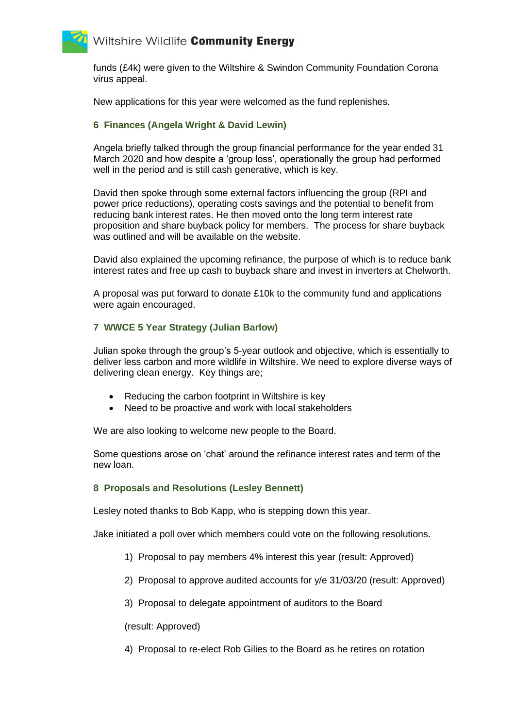funds (£4k) were given to the Wiltshire & Swindon Community Foundation Corona virus appeal.

New applications for this year were welcomed as the fund replenishes.

### 6 Finances (Angela Wright & David Lewin)

Angela briefly talked through the group financial performance for the year ended 31 March 2020 and how despite a 'group loss', operationally the group had performed well in the period and is still cash generative, which is key.

David then spoke through some external factors influencing the group (RPI and power price reductions), operating costs savings and the potential to benefit from reducing bank interest rates. He then moved onto the long term interest rate proposition and share buyback policy for members. The process for share buyback was outlined and will be available on the website.

David also explained the upcoming refinance, the purpose of which is to reduce bank interest rates and free up cash to buyback share and invest in inverters at Chelworth.

A proposal was put forward to donate £10k to the community fund and applications were again encouraged.

### 7 WWCE 5 Year Strategy (Julian Barlow)

Julian spoke through the group's 5-year outlook and objective, which is essentially to deliver less carbon and more wildlife in Wiltshire. We need to explore diverse ways of delivering clean energy. Key things are;

- Reducing the carbon footprint in Wiltshire is key
- Need to be proactive and work with local stakeholders

We are also looking to welcome new people to the Board.

Some questions arose on 'chat' around the refinance interest rates and term of the new loan.

### 8 Proposals and Resolutions (Lesley Bennett)

Lesley noted thanks to Bob Kapp, who is stepping down this year.

Jake initiated a poll over which members could vote on the following resolutions.

1) Proposal to pay members 4% interest this year (result: Approved)

2) Proposal to approve audited accounts for y/e 31/03/20 (result: Approved)

3) Proposal to delegate appointment of auditors to the Board

   (result: Approved)

4) Proposal to re-elect Rob Gilies to the Board as he retires on rotation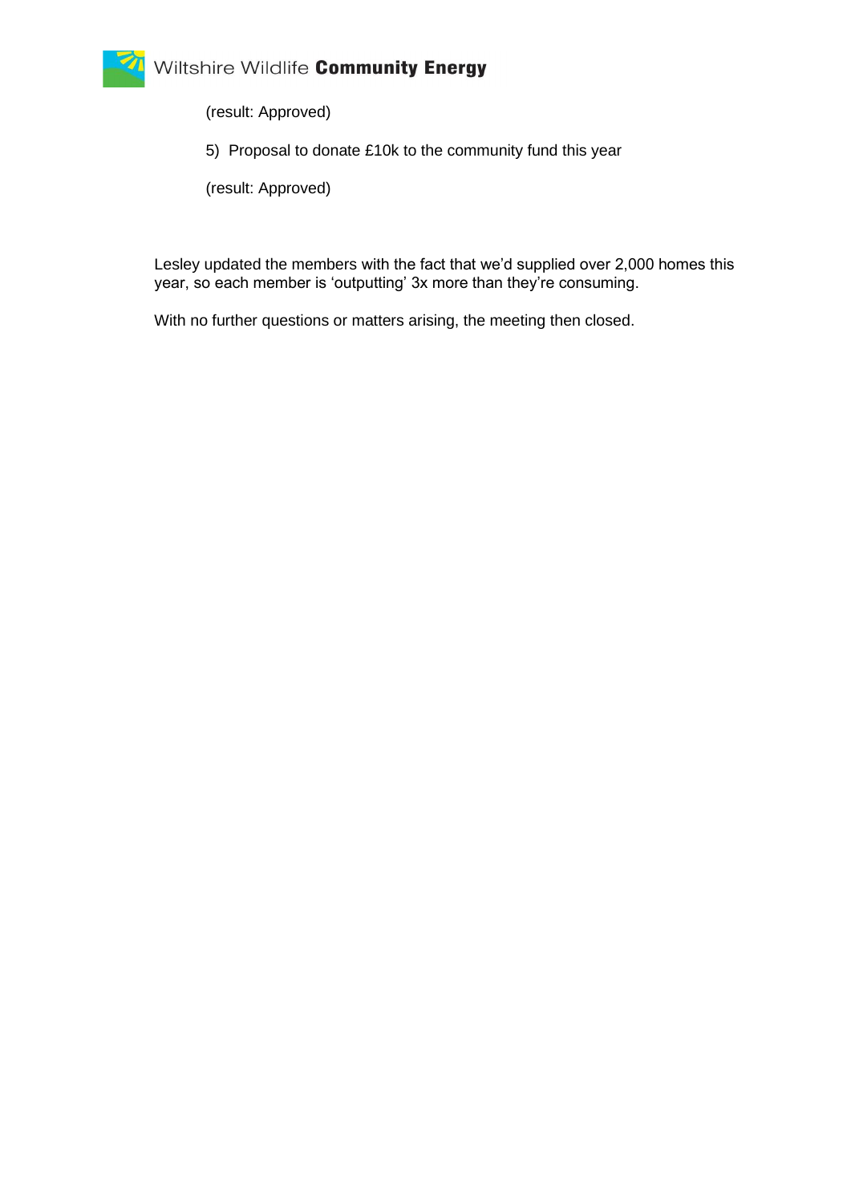(result: Approved)

5) Proposal to donate £10k to the community fund this year

(result: Approved)

Lesley updated the members with the fact that we'd supplied over 2,000 homes this year, so each member is 'outputting' 3x more than they're consuming.

With no further questions or matters arising, the meeting then closed.